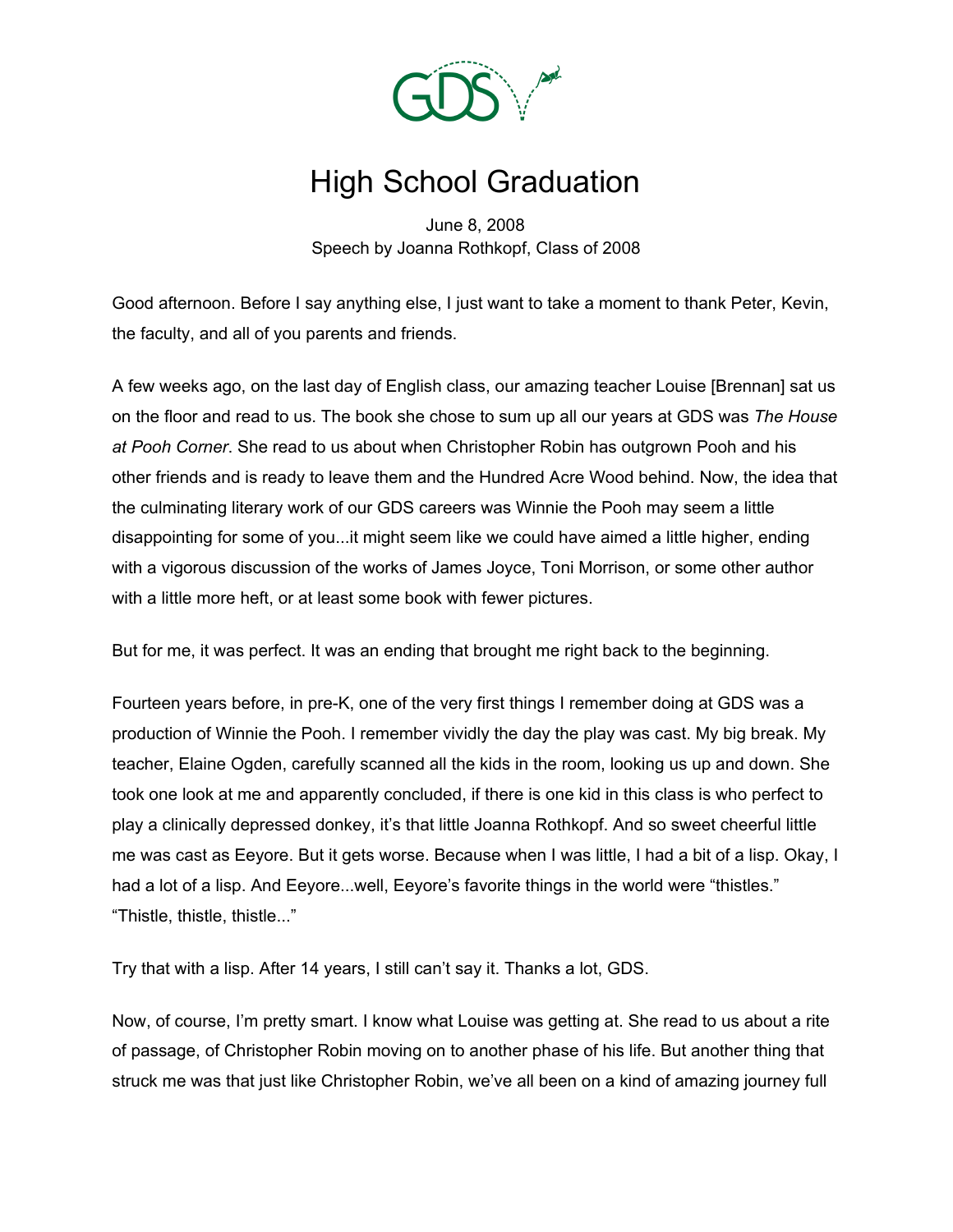# High School Graduation

June 8, 2008
Speech by Joanna Rothkopf, Class of 2008

Good afternoon. Before I say anything else, I just want to take a moment to thank Peter, Kevin, the faculty, and all of you parents and friends.

A few weeks ago, on the last day of English class, our amazing teacher Louise [Brennan] sat us on the floor and read to us. The book she chose to sum up all our years at GDS was *The House at Pooh Corner*. She read to us about when Christopher Robin has outgrown Pooh and his other friends and is ready to leave them and the Hundred Acre Wood behind. Now, the idea that the culminating literary work of our GDS careers was Winnie the Pooh may seem a little disappointing for some of you...it might seem like we could have aimed a little higher, ending with a vigorous discussion of the works of James Joyce, Toni Morrison, or some other author with a little more heft, or at least some book with fewer pictures.

But for me, it was perfect. It was an ending that brought me right back to the beginning.

Fourteen years before, in pre-K, one of the very first things I remember doing at GDS was a production of Winnie the Pooh. I remember vividly the day the play was cast. My big break. My teacher, Elaine Ogden, carefully scanned all the kids in the room, looking us up and down. She took one look at me and apparently concluded, if there is one kid in this class is who perfect to play a clinically depressed donkey, it's that little Joanna Rothkopf. And so sweet cheerful little me was cast as Eeyore. But it gets worse. Because when I was little, I had a bit of a lisp. Okay, I had a lot of a lisp. And Eeyore...well, Eeyore's favorite things in the world were "thistles." "Thistle, thistle, thistle..."

Try that with a lisp. After 14 years, I still can't say it. Thanks a lot, GDS.

Now, of course, I'm pretty smart. I know what Louise was getting at. She read to us about a rite of passage, of Christopher Robin moving on to another phase of his life. But another thing that struck me was that just like Christopher Robin, we've all been on a kind of amazing journey full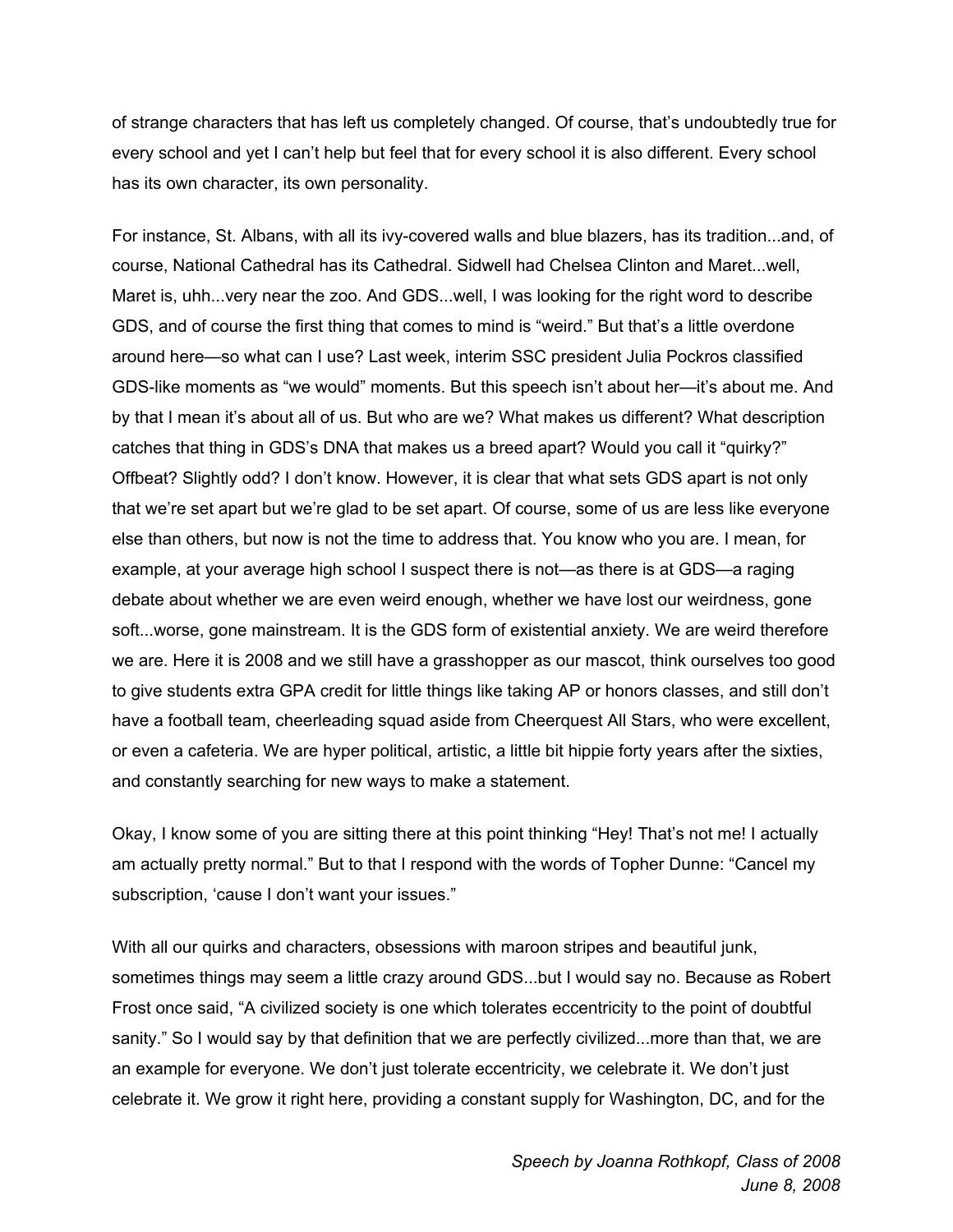of strange characters that has left us completely changed. Of course, that's undoubtedly true for every school and yet I can't help but feel that for every school it is also different. Every school has its own character, its own personality.

For instance, St. Albans, with all its ivy-covered walls and blue blazers, has its tradition...and, of course, National Cathedral has its Cathedral. Sidwell had Chelsea Clinton and Maret...well, Maret is, uhh...very near the zoo. And GDS...well, I was looking for the right word to describe GDS, and of course the first thing that comes to mind is "weird." But that's a little overdone around here—so what can I use? Last week, interim SSC president Julia Pockros classified GDS-like moments as "we would" moments. But this speech isn't about her—it's about me. And by that I mean it's about all of us. But who are we? What makes us different? What description catches that thing in GDS's DNA that makes us a breed apart? Would you call it "quirky?" Offbeat? Slightly odd? I don't know. However, it is clear that what sets GDS apart is not only that we're set apart but we're glad to be set apart. Of course, some of us are less like everyone else than others, but now is not the time to address that. You know who you are. I mean, for example, at your average high school I suspect there is not—as there is at GDS—a raging debate about whether we are even weird enough, whether we have lost our weirdness, gone soft...worse, gone mainstream. It is the GDS form of existential anxiety. We are weird therefore we are. Here it is 2008 and we still have a grasshopper as our mascot, think ourselves too good to give students extra GPA credit for little things like taking AP or honors classes, and still don't have a football team, cheerleading squad aside from Cheerquest All Stars, who were excellent, or even a cafeteria. We are hyper political, artistic, a little bit hippie forty years after the sixties, and constantly searching for new ways to make a statement.

Okay, I know some of you are sitting there at this point thinking "Hey! That's not me! I actually am actually pretty normal." But to that I respond with the words of Topher Dunne: "Cancel my subscription, 'cause I don't want your issues."

With all our quirks and characters, obsessions with maroon stripes and beautiful junk, sometimes things may seem a little crazy around GDS...but I would say no. Because as Robert Frost once said, "A civilized society is one which tolerates eccentricity to the point of doubtful sanity." So I would say by that definition that we are perfectly civilized...more than that, we are an example for everyone. We don't just tolerate eccentricity, we celebrate it. We don't just celebrate it. We grow it right here, providing a constant supply for Washington, DC, and for the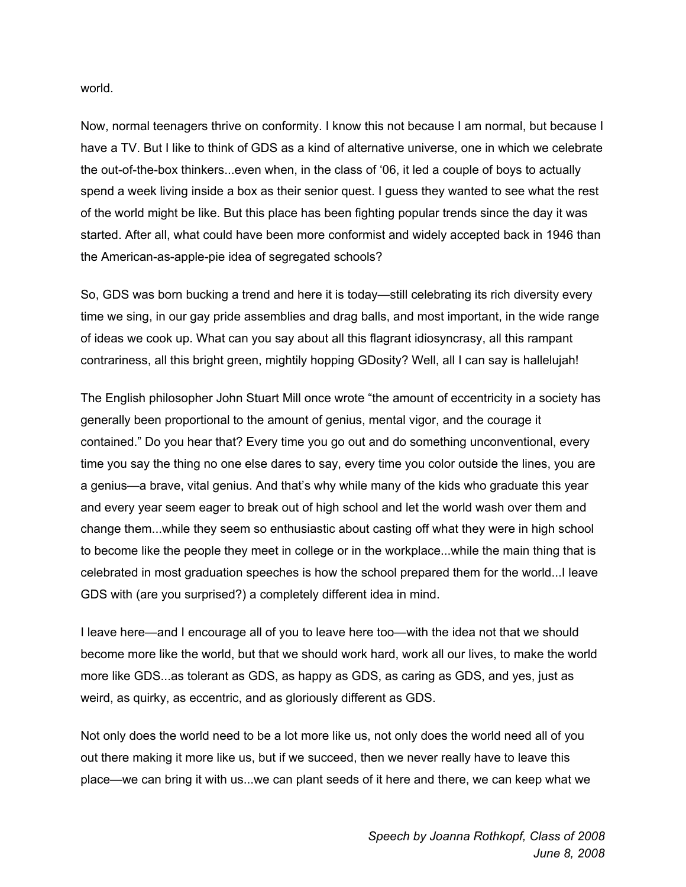world.

Now, normal teenagers thrive on conformity. I know this not because I am normal, but because I have a TV. But I like to think of GDS as a kind of alternative universe, one in which we celebrate the out-of-the-box thinkers...even when, in the class of ‘06, it led a couple of boys to actually spend a week living inside a box as their senior quest. I guess they wanted to see what the rest of the world might be like. But this place has been fighting popular trends since the day it was started. After all, what could have been more conformist and widely accepted back in 1946 than the American-as-apple-pie idea of segregated schools?

So, GDS was born bucking a trend and here it is today—still celebrating its rich diversity every time we sing, in our gay pride assemblies and drag balls, and most important, in the wide range of ideas we cook up. What can you say about all this flagrant idiosyncrasy, all this rampant contrariness, all this bright green, mightily hopping GDosity? Well, all I can say is hallelujah!

The English philosopher John Stuart Mill once wrote “the amount of eccentricity in a society has generally been proportional to the amount of genius, mental vigor, and the courage it contained.” Do you hear that? Every time you go out and do something unconventional, every time you say the thing no one else dares to say, every time you color outside the lines, you are a genius—a brave, vital genius. And that’s why while many of the kids who graduate this year and every year seem eager to break out of high school and let the world wash over them and change them...while they seem so enthusiastic about casting off what they were in high school to become like the people they meet in college or in the workplace...while the main thing that is celebrated in most graduation speeches is how the school prepared them for the world...I leave GDS with (are you surprised?) a completely different idea in mind.

I leave here—and I encourage all of you to leave here too—with the idea not that we should become more like the world, but that we should work hard, work all our lives, to make the world more like GDS...as tolerant as GDS, as happy as GDS, as caring as GDS, and yes, just as weird, as quirky, as eccentric, and as gloriously different as GDS.

Not only does the world need to be a lot more like us, not only does the world need all of you out there making it more like us, but if we succeed, then we never really have to leave this place—we can bring it with us...we can plant seeds of it here and there, we can keep what we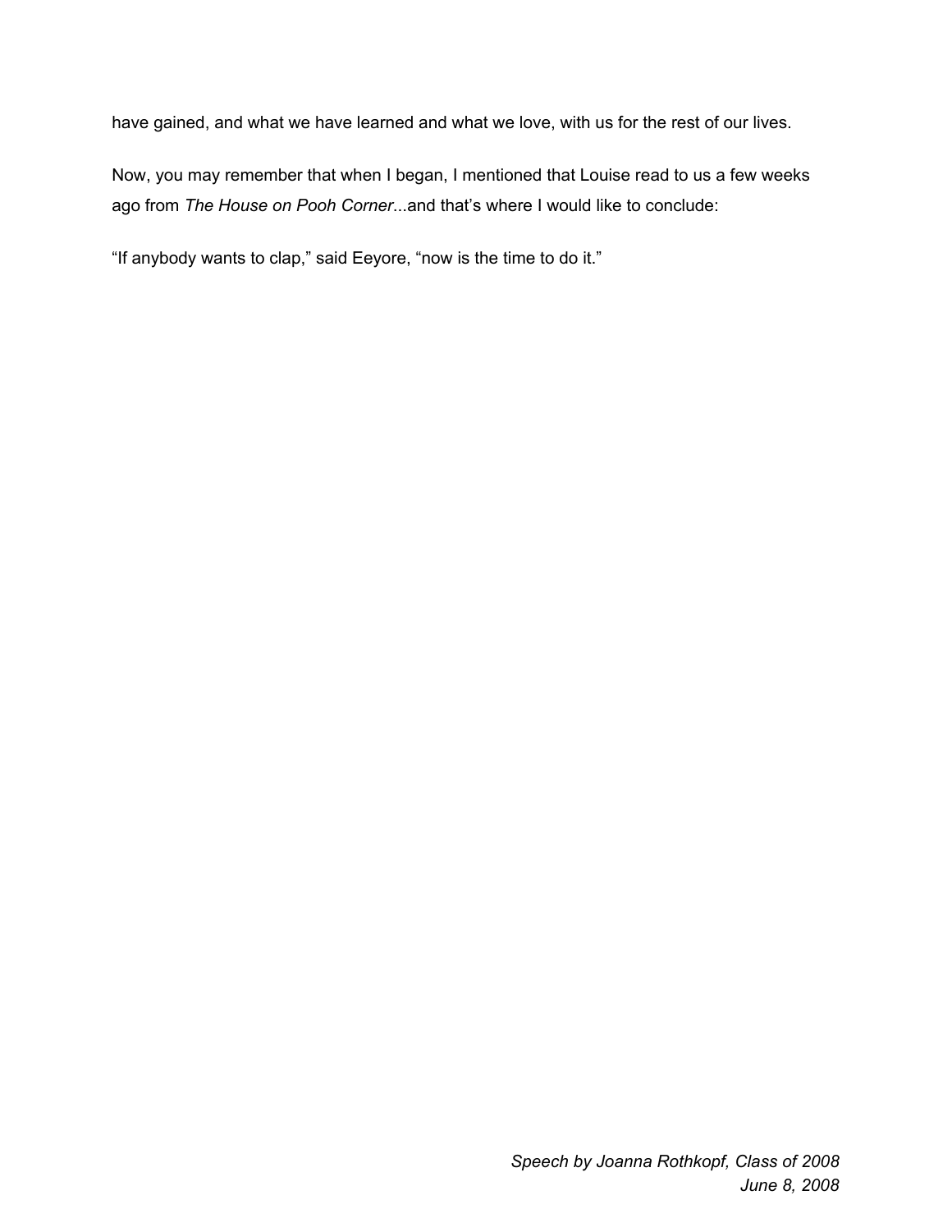have gained, and what we have learned and what we love, with us for the rest of our lives.

Now, you may remember that when I began, I mentioned that Louise read to us a few weeks ago from *The House on Pooh Corner*...and that's where I would like to conclude:

"If anybody wants to clap," said Eeyore, "now is the time to do it."

*Speech by Joanna Rothkopf, Class of 2008*
*June 8, 2008*